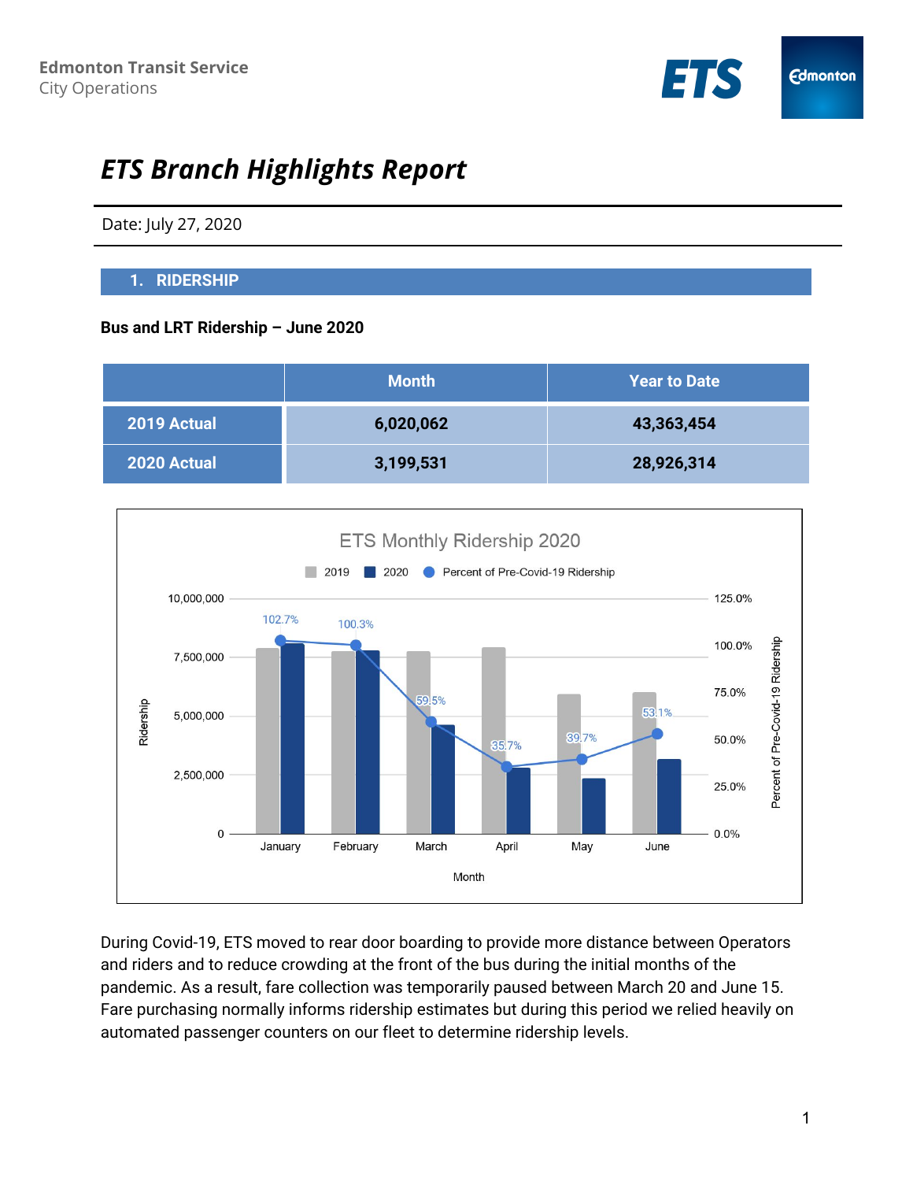Edmonton Transit Service
City Operations

# ETS Branch Highlights Report

Date: July 27, 2020

## 1. RIDERSHIP

**Bus and LRT Ridership – June 2020**

| | Month | Year to Date |
|---|---|---|
| 2019 Actual | 6,020,062 | 43,363,454 |
| 2020 Actual | 3,199,531 | 28,926,314 |

During Covid-19, ETS moved to rear door boarding to provide more distance between Operators and riders and to reduce crowding at the front of the bus during the initial months of the pandemic. As a result, fare collection was temporarily paused between March 20 and June 15. Fare purchasing normally informs ridership estimates but during this period we relied heavily on automated passenger counters on our fleet to determine ridership levels.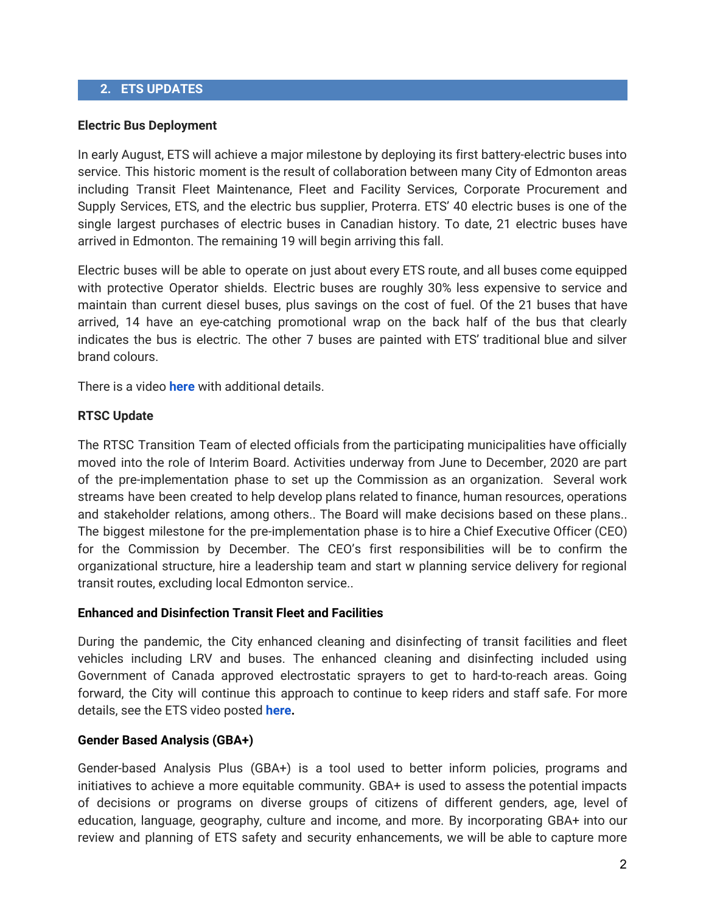## 2. ETS UPDATES

**Electric Bus Deployment**

In early August, ETS will achieve a major milestone by deploying its first battery-electric buses into service. This historic moment is the result of collaboration between many City of Edmonton areas including Transit Fleet Maintenance, Fleet and Facility Services, Corporate Procurement and Supply Services, ETS, and the electric bus supplier, Proterra. ETS' 40 electric buses is one of the single largest purchases of electric buses in Canadian history. To date, 21 electric buses have arrived in Edmonton. The remaining 19 will begin arriving this fall.

Electric buses will be able to operate on just about every ETS route, and all buses come equipped with protective Operator shields. Electric buses are roughly 30% less expensive to service and maintain than current diesel buses, plus savings on the cost of fuel. Of the 21 buses that have arrived, 14 have an eye-catching promotional wrap on the back half of the bus that clearly indicates the bus is electric. The other 7 buses are painted with ETS' traditional blue and silver brand colours.

There is a video **here** with additional details.

**RTSC Update**

The RTSC Transition Team of elected officials from the participating municipalities have officially moved into the role of Interim Board. Activities underway from June to December, 2020 are part of the pre-implementation phase to set up the Commission as an organization. Several work streams have been created to help develop plans related to finance, human resources, operations and stakeholder relations, among others.. The Board will make decisions based on these plans.. The biggest milestone for the pre-implementation phase is to hire a Chief Executive Officer (CEO) for the Commission by December. The CEO's first responsibilities will be to confirm the organizational structure, hire a leadership team and start w planning service delivery for regional transit routes, excluding local Edmonton service..

**Enhanced and Disinfection Transit Fleet and Facilities**

During the pandemic, the City enhanced cleaning and disinfecting of transit facilities and fleet vehicles including LRV and buses. The enhanced cleaning and disinfecting included using Government of Canada approved electrostatic sprayers to get to hard-to-reach areas. Going forward, the City will continue this approach to continue to keep riders and staff safe. For more details, see the ETS video posted **here.**

**Gender Based Analysis (GBA+)**

Gender-based Analysis Plus (GBA+) is a tool used to better inform policies, programs and initiatives to achieve a more equitable community. GBA+ is used to assess the potential impacts of decisions or programs on diverse groups of citizens of different genders, age, level of education, language, geography, culture and income, and more. By incorporating GBA+ into our review and planning of ETS safety and security enhancements, we will be able to capture more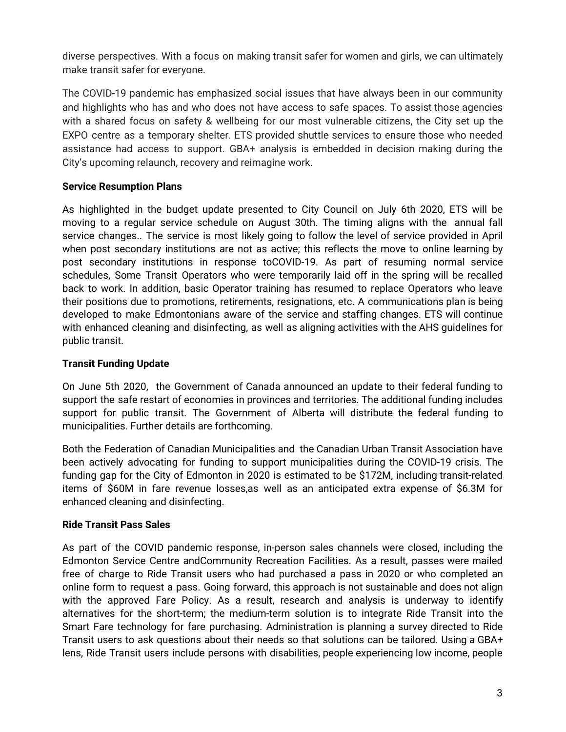diverse perspectives. With a focus on making transit safer for women and girls, we can ultimately make transit safer for everyone.

The COVID-19 pandemic has emphasized social issues that have always been in our community and highlights who has and who does not have access to safe spaces. To assist those agencies with a shared focus on safety & wellbeing for our most vulnerable citizens, the City set up the EXPO centre as a temporary shelter. ETS provided shuttle services to ensure those who needed assistance had access to support. GBA+ analysis is embedded in decision making during the City's upcoming relaunch, recovery and reimagine work.

**Service Resumption Plans**

As highlighted in the budget update presented to City Council on July 6th 2020, ETS will be moving to a regular service schedule on August 30th. The timing aligns with the annual fall service changes.. The service is most likely going to follow the level of service provided in April when post secondary institutions are not as active; this reflects the move to online learning by post secondary institutions in response toCOVID-19. As part of resuming normal service schedules, Some Transit Operators who were temporarily laid off in the spring will be recalled back to work. In addition, basic Operator training has resumed to replace Operators who leave their positions due to promotions, retirements, resignations, etc. A communications plan is being developed to make Edmontonians aware of the service and staffing changes. ETS will continue with enhanced cleaning and disinfecting, as well as aligning activities with the AHS guidelines for public transit.

**Transit Funding Update**

On June 5th 2020, the Government of Canada announced an update to their federal funding to support the safe restart of economies in provinces and territories. The additional funding includes support for public transit. The Government of Alberta will distribute the federal funding to municipalities. Further details are forthcoming.

Both the Federation of Canadian Municipalities and the Canadian Urban Transit Association have been actively advocating for funding to support municipalities during the COVID-19 crisis. The funding gap for the City of Edmonton in 2020 is estimated to be $172M, including transit-related items of $60M in fare revenue losses,as well as an anticipated extra expense of $6.3M for enhanced cleaning and disinfecting.

**Ride Transit Pass Sales**

As part of the COVID pandemic response, in-person sales channels were closed, including the Edmonton Service Centre andCommunity Recreation Facilities. As a result, passes were mailed free of charge to Ride Transit users who had purchased a pass in 2020 or who completed an online form to request a pass. Going forward, this approach is not sustainable and does not align with the approved Fare Policy. As a result, research and analysis is underway to identify alternatives for the short-term; the medium-term solution is to integrate Ride Transit into the Smart Fare technology for fare purchasing. Administration is planning a survey directed to Ride Transit users to ask questions about their needs so that solutions can be tailored. Using a GBA+ lens, Ride Transit users include persons with disabilities, people experiencing low income, people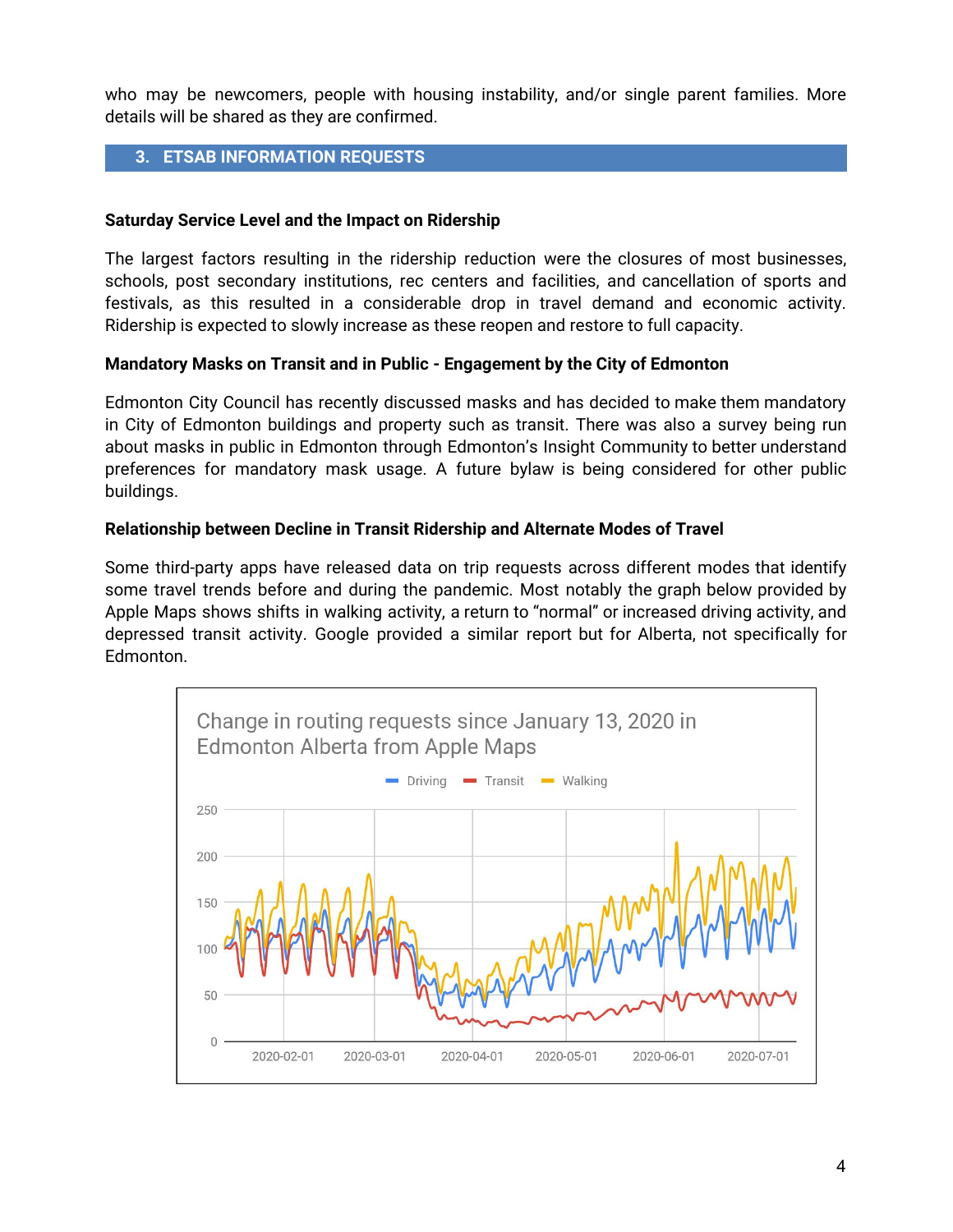who may be newcomers, people with housing instability, and/or single parent families. More details will be shared as they are confirmed.

## 3. ETSAB INFORMATION REQUESTS

**Saturday Service Level and the Impact on Ridership**

The largest factors resulting in the ridership reduction were the closures of most businesses, schools, post secondary institutions, rec centers and facilities, and cancellation of sports and festivals, as this resulted in a considerable drop in travel demand and economic activity. Ridership is expected to slowly increase as these reopen and restore to full capacity.

**Mandatory Masks on Transit and in Public - Engagement by the City of Edmonton**

Edmonton City Council has recently discussed masks and has decided to make them mandatory in City of Edmonton buildings and property such as transit. There was also a survey being run about masks in public in Edmonton through Edmonton's Insight Community to better understand preferences for mandatory mask usage. A future bylaw is being considered for other public buildings.

**Relationship between Decline in Transit Ridership and Alternate Modes of Travel**

Some third-party apps have released data on trip requests across different modes that identify some travel trends before and during the pandemic. Most notably the graph below provided by Apple Maps shows shifts in walking activity, a return to "normal" or increased driving activity, and depressed transit activity. Google provided a similar report but for Alberta, not specifically for Edmonton.

Change in routing requests since January 13, 2020 in Edmonton Alberta from Apple Maps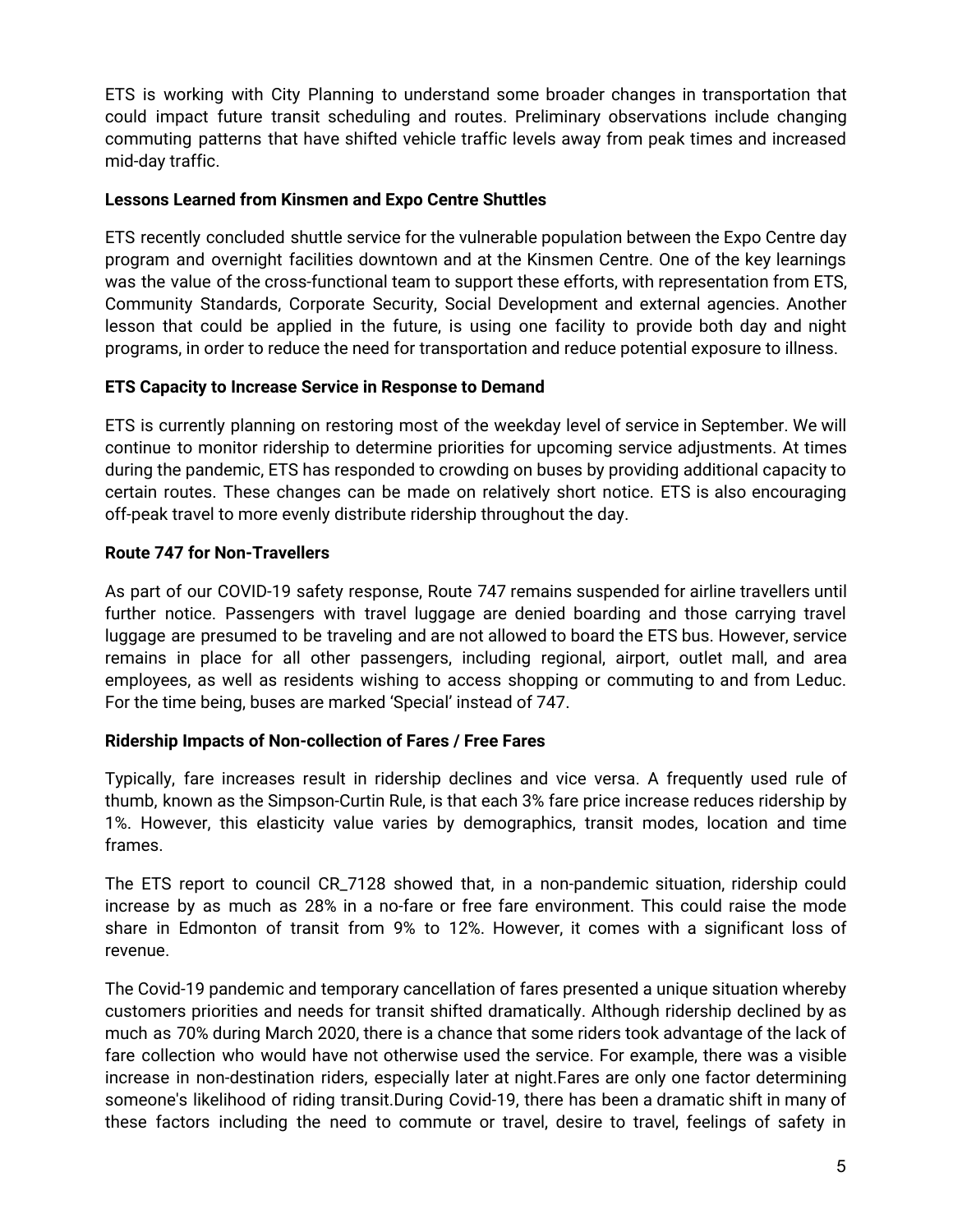ETS is working with City Planning to understand some broader changes in transportation that could impact future transit scheduling and routes. Preliminary observations include changing commuting patterns that have shifted vehicle traffic levels away from peak times and increased mid-day traffic.

**Lessons Learned from Kinsmen and Expo Centre Shuttles**

ETS recently concluded shuttle service for the vulnerable population between the Expo Centre day program and overnight facilities downtown and at the Kinsmen Centre. One of the key learnings was the value of the cross-functional team to support these efforts, with representation from ETS, Community Standards, Corporate Security, Social Development and external agencies. Another lesson that could be applied in the future, is using one facility to provide both day and night programs, in order to reduce the need for transportation and reduce potential exposure to illness.

**ETS Capacity to Increase Service in Response to Demand**

ETS is currently planning on restoring most of the weekday level of service in September. We will continue to monitor ridership to determine priorities for upcoming service adjustments. At times during the pandemic, ETS has responded to crowding on buses by providing additional capacity to certain routes. These changes can be made on relatively short notice. ETS is also encouraging off-peak travel to more evenly distribute ridership throughout the day.

**Route 747 for Non-Travellers**

As part of our COVID-19 safety response, Route 747 remains suspended for airline travellers until further notice. Passengers with travel luggage are denied boarding and those carrying travel luggage are presumed to be traveling and are not allowed to board the ETS bus. However, service remains in place for all other passengers, including regional, airport, outlet mall, and area employees, as well as residents wishing to access shopping or commuting to and from Leduc. For the time being, buses are marked 'Special' instead of 747.

**Ridership Impacts of Non-collection of Fares / Free Fares**

Typically, fare increases result in ridership declines and vice versa. A frequently used rule of thumb, known as the Simpson-Curtin Rule, is that each 3% fare price increase reduces ridership by 1%. However, this elasticity value varies by demographics, transit modes, location and time frames.

The ETS report to council CR_7128 showed that, in a non-pandemic situation, ridership could increase by as much as 28% in a no-fare or free fare environment. This could raise the mode share in Edmonton of transit from 9% to 12%. However, it comes with a significant loss of revenue.

The Covid-19 pandemic and temporary cancellation of fares presented a unique situation whereby customers priorities and needs for transit shifted dramatically. Although ridership declined by as much as 70% during March 2020, there is a chance that some riders took advantage of the lack of fare collection who would have not otherwise used the service. For example, there was a visible increase in non-destination riders, especially later at night.Fares are only one factor determining someone's likelihood of riding transit.During Covid-19, there has been a dramatic shift in many of these factors including the need to commute or travel, desire to travel, feelings of safety in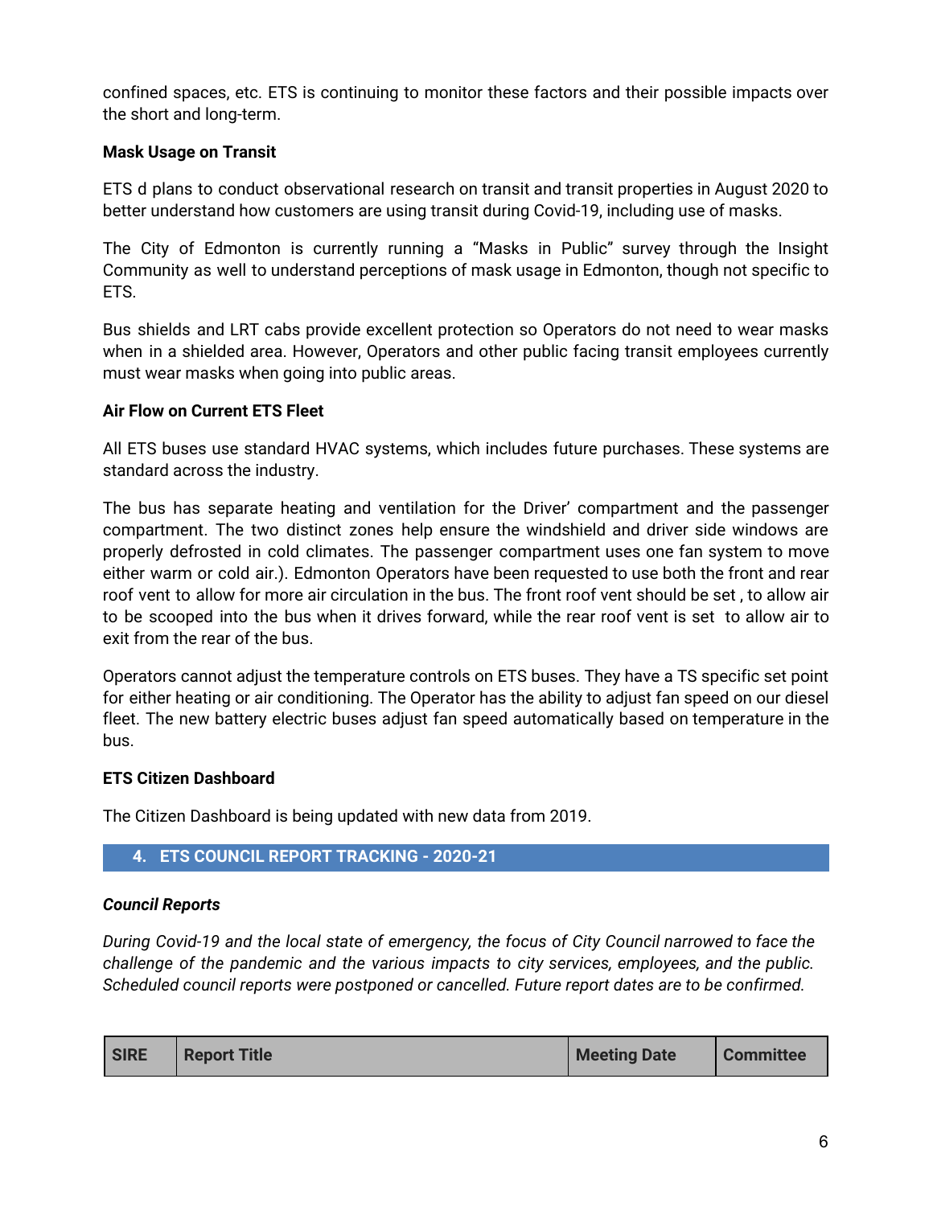confined spaces, etc. ETS is continuing to monitor these factors and their possible impacts over the short and long-term.

**Mask Usage on Transit**

ETS d plans to conduct observational research on transit and transit properties in August 2020 to better understand how customers are using transit during Covid-19, including use of masks.

The City of Edmonton is currently running a "Masks in Public" survey through the Insight Community as well to understand perceptions of mask usage in Edmonton, though not specific to ETS.

Bus shields and LRT cabs provide excellent protection so Operators do not need to wear masks when in a shielded area. However, Operators and other public facing transit employees currently must wear masks when going into public areas.

**Air Flow on Current ETS Fleet**

All ETS buses use standard HVAC systems, which includes future purchases. These systems are standard across the industry.

The bus has separate heating and ventilation for the Driver' compartment and the passenger compartment. The two distinct zones help ensure the windshield and driver side windows are properly defrosted in cold climates. The passenger compartment uses one fan system to move either warm or cold air.). Edmonton Operators have been requested to use both the front and rear roof vent to allow for more air circulation in the bus. The front roof vent should be set , to allow air to be scooped into the bus when it drives forward, while the rear roof vent is set to allow air to exit from the rear of the bus.

Operators cannot adjust the temperature controls on ETS buses. They have a TS specific set point for either heating or air conditioning. The Operator has the ability to adjust fan speed on our diesel fleet. The new battery electric buses adjust fan speed automatically based on temperature in the bus.

**ETS Citizen Dashboard**

The Citizen Dashboard is being updated with new data from 2019.

## 4. ETS COUNCIL REPORT TRACKING - 2020-21

***Council Reports***

*During Covid-19 and the local state of emergency, the focus of City Council narrowed to face the challenge of the pandemic and the various impacts to city services, employees, and the public. Scheduled council reports were postponed or cancelled. Future report dates are to be confirmed.*

| SIRE | Report Title | Meeting Date | Committee |
|---|---|---|---|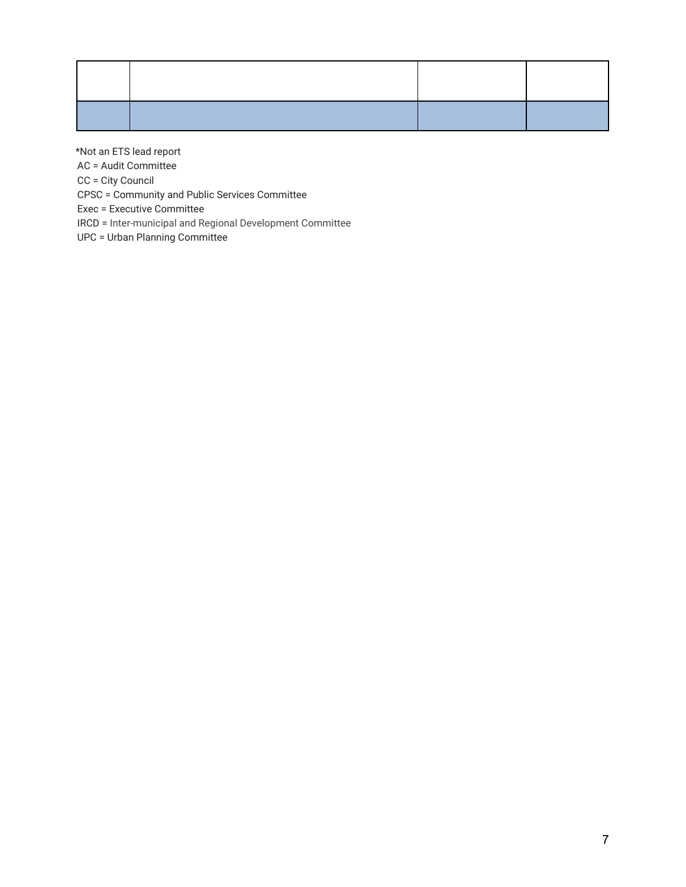| | | | |
|---|---|---|---|
| | | | |
| | | | |

*Not an ETS lead report
AC = Audit Committee
CC = City Council
CPSC = Community and Public Services Committee
Exec = Executive Committee
IRCD = Inter-municipal and Regional Development Committee
UPC = Urban Planning Committee